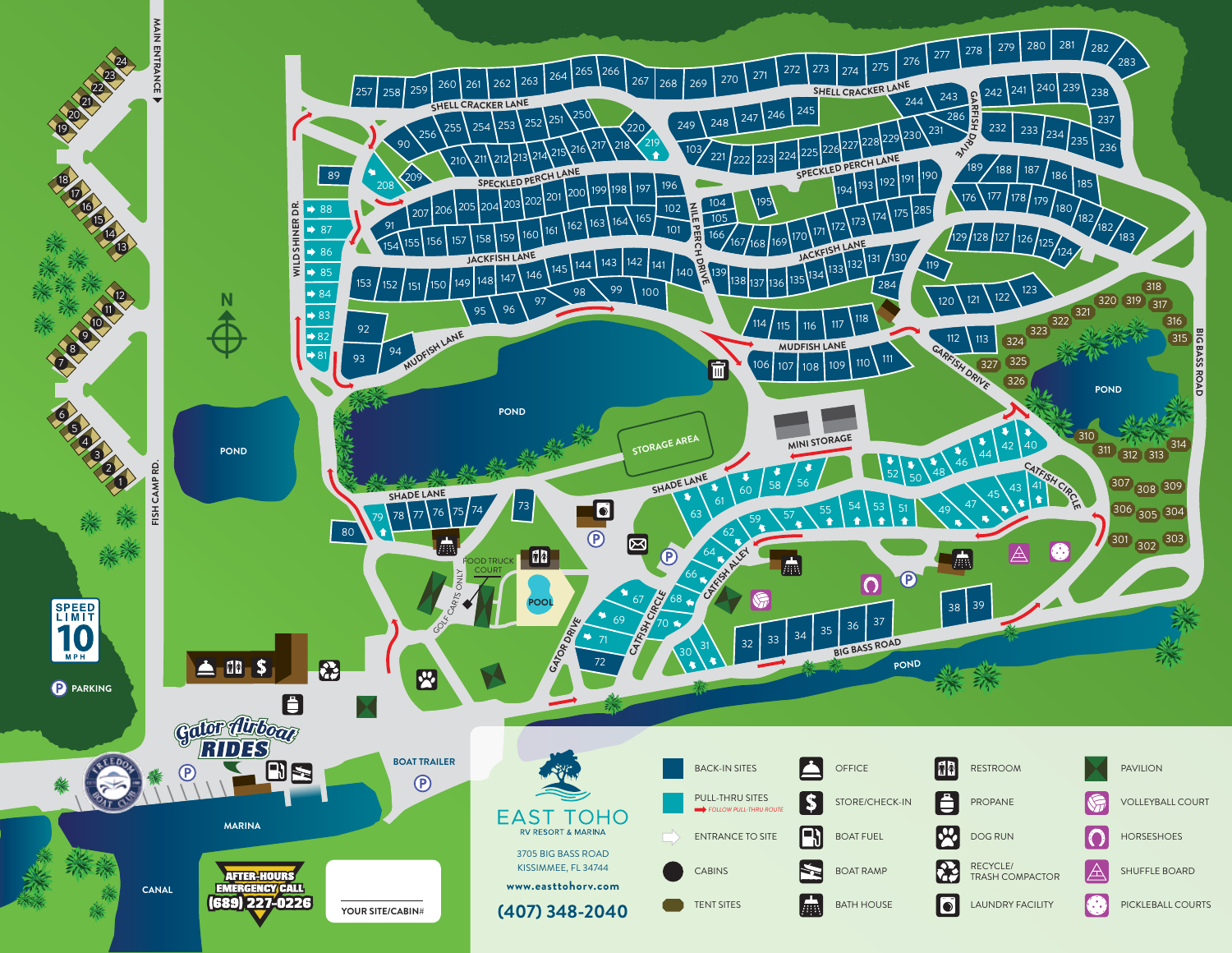# EAST TOHO

RV RESORT & MARINA

3705 BIG BASS ROAD
KISSIMMEE, FL 34744

www.easttohorv.com

(407) 348-2040

| | | | | | | | |
|---|---|---|---|---|---|---|---|
| BACK-IN SITES | OFFICE | RESTROOM | PAVILION |
| PULL-THRU SITES (FOLLOW PULL-THRU ROUTE) | STORE/CHECK-IN | PROPANE | VOLLEYBALL COURT |
| ENTRANCE TO SITE | BOAT FUEL | DOG RUN | HORSESHOES |
| CABINS | BOAT RAMP | RECYCLE/ TRASH COMPACTOR | SHUFFLE BOARD |
| TENT SITES | BATH HOUSE | LAUNDRY FACILITY | PICKLEBALL COURTS |

SPEED LIMIT 10 MPH

PARKING

Gator Airboat RIDES

FREEDOM BOAT CLUB

AFTER-HOURS EMERGENCY CALL (689) 227-0226

YOUR SITE/CABIN#

MAIN ENTRANCE · FISH CAMP RD. · WILD SHINER DR. · SHELL CRACKER LANE · SPECKLED PERCH LANE · JACKFISH LANE · MUDFISH LANE · NILE PERCH DRIVE · GARFISH DRIVE · SHADE LANE · CATFISH ALLEY · CATFISH CIRCLE · GATOR DRIVE · BIG BASS ROAD · MINI STORAGE · STORAGE AREA · POOL · FOOD TRUCK COURT · GOLF CARTS ONLY · POND · MARINA · CANAL · BOAT TRAILER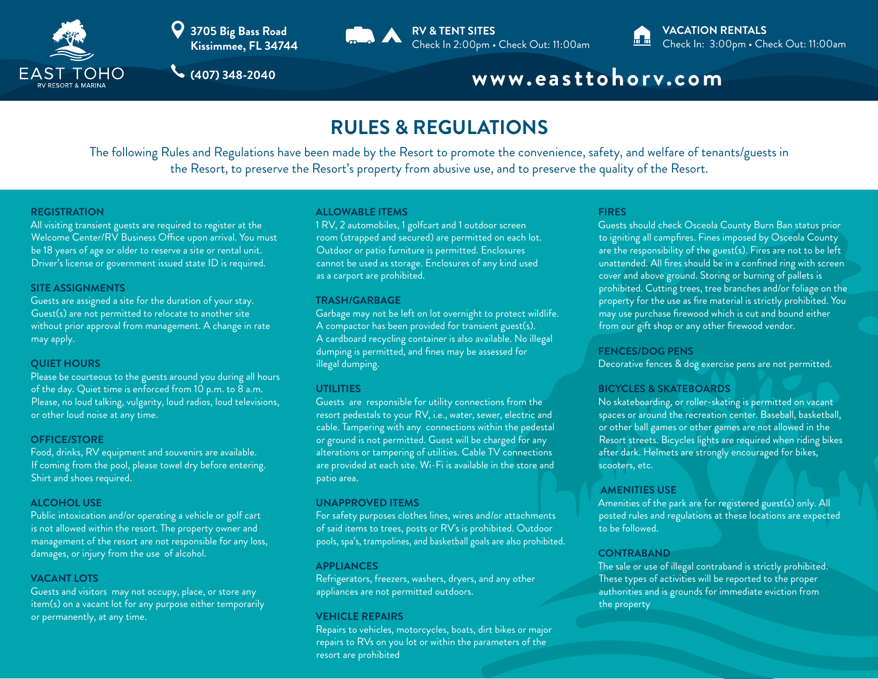**EAST TOHO**
RV RESORT & MARINA

3705 Big Bass Road
Kissimmee, FL 34744

(407) 348-2040

**RV & TENT SITES**
Check In 2:00pm • Check Out: 11:00am

**VACATION RENTALS**
Check In: 3:00pm • Check Out: 11:00am

**www.easttohorv.com**

# RULES & REGULATIONS

The following Rules and Regulations have been made by the Resort to promote the convenience, safety, and welfare of tenants/guests in the Resort, to preserve the Resort's property from abusive use, and to preserve the quality of the Resort.

## REGISTRATION

All visiting transient guests are required to register at the Welcome Center/RV Business Office upon arrival. You must be 18 years of age or older to reserve a site or rental unit. Driver's license or government issued state ID is required.

## SITE ASSIGNMENTS

Guests are assigned a site for the duration of your stay. Guest(s) are not permitted to relocate to another site without prior approval from management. A change in rate may apply.

## QUIET HOURS

Please be courteous to the guests around you during all hours of the day. Quiet time is enforced from 10 p.m. to 8 a.m. Please, no loud talking, vulgarity, loud radios, loud televisions, or other loud noise at any time.

## OFFICE/STORE

Food, drinks, RV equipment and souvenirs are available. If coming from the pool, please towel dry before entering. Shirt and shoes required.

## ALCOHOL USE

Public intoxication and/or operating a vehicle or golf cart is not allowed within the resort. The property owner and management of the resort are not responsible for any loss, damages, or injury from the use of alcohol.

## VACANT LOTS

Guests and visitors may not occupy, place, or store any item(s) on a vacant lot for any purpose either temporarily or permanently, at any time.

## ALLOWABLE ITEMS

1 RV, 2 automobiles, 1 golfcart and 1 outdoor screen room (strapped and secured) are permitted on each lot. Outdoor or patio furniture is permitted. Enclosures cannot be used as storage. Enclosures of any kind used as a carport are prohibited.

## TRASH/GARBAGE

Garbage may not be left on lot overnight to protect wildlife. A compactor has been provided for transient guest(s). A cardboard recycling container is also available. No illegal dumping is permitted, and fines may be assessed for illegal dumping.

## UTILITIES

Guests are responsible for utility connections from the resort pedestals to your RV, i.e., water, sewer, electric and cable. Tampering with any connections within the pedestal or ground is not permitted. Guest will be charged for any alterations or tampering of utilities. Cable TV connections are provided at each site. Wi-Fi is available in the store and patio area.

## UNAPPROVED ITEMS

For safety purposes clothes lines, wires and/or attachments of said items to trees, posts or RV's is prohibited. Outdoor pools, spa's, trampolines, and basketball goals are also prohibited.

## APPLIANCES

Refrigerators, freezers, washers, dryers, and any other appliances are not permitted outdoors.

## VEHICLE REPAIRS

Repairs to vehicles, motorcycles, boats, dirt bikes or major repairs to RVs on you lot or within the parameters of the resort are prohibited

## FIRES

Guests should check Osceola County Burn Ban status prior to igniting all campfires. Fines imposed by Osceola County are the responsibility of the guest(s). Fires are not to be left unattended. All fires should be in a confined ring with screen cover and above ground. Storing or burning of pallets is prohibited. Cutting trees, tree branches and/or foliage on the property for the use as fire material is strictly prohibited. You may use purchase firewood which is cut and bound either from our gift shop or any other firewood vendor.

## FENCES/DOG PENS

Decorative fences & dog exercise pens are not permitted.

## BICYCLES & SKATEBOARDS

No skateboarding, or roller-skating is permitted on vacant spaces or around the recreation center. Baseball, basketball, or other ball games or other games are not allowed in the Resort streets. Bicycles lights are required when riding bikes after dark. Helmets are strongly encouraged for bikes, scooters, etc.

## AMENITIES USE

Amenities of the park are for registered guest(s) only. All posted rules and regulations at these locations are expected to be followed.

## CONTRABAND

The sale or use of illegal contraband is strictly prohibited. These types of activities will be reported to the proper authorities and is grounds for immediate eviction from the property